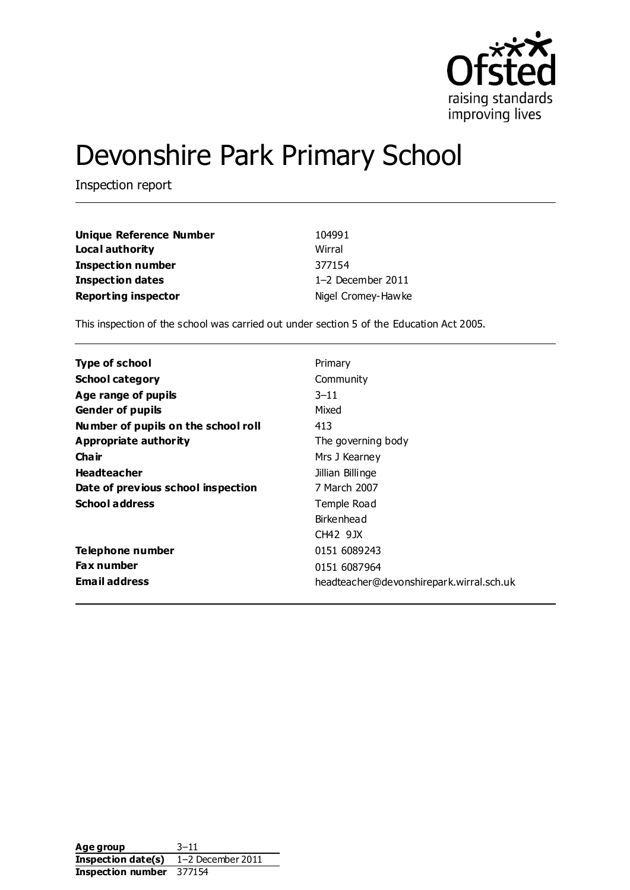Ofsted
raising standards
improving lives

# Devonshire Park Primary School

Inspection report

| | |
|---|---|
| **Unique Reference Number** | 104991 |
| **Local authority** | Wirral |
| **Inspection number** | 377154 |
| **Inspection dates** | 1–2 December 2011 |
| **Reporting inspector** | Nigel Cromey-Hawke |

This inspection of the school was carried out under section 5 of the Education Act 2005.

| | |
|---|---|
| **Type of school** | Primary |
| **School category** | Community |
| **Age range of pupils** | 3–11 |
| **Gender of pupils** | Mixed |
| **Number of pupils on the school roll** | 413 |
| **Appropriate authority** | The governing body |
| **Chair** | Mrs J Kearney |
| **Headteacher** | Jillian Billinge |
| **Date of previous school inspection** | 7 March 2007 |
| **School address** | Temple Road<br>Birkenhead<br>CH42 9JX |
| **Telephone number** | 0151 6089243 |
| **Fax number** | 0151 6087964 |
| **Email address** | headteacher@devonshirepark.wirral.sch.uk |

| | |
|---|---|
| **Age group** | 3–11 |
| **Inspection date(s)** | 1–2 December 2011 |
| **Inspection number** | 377154 |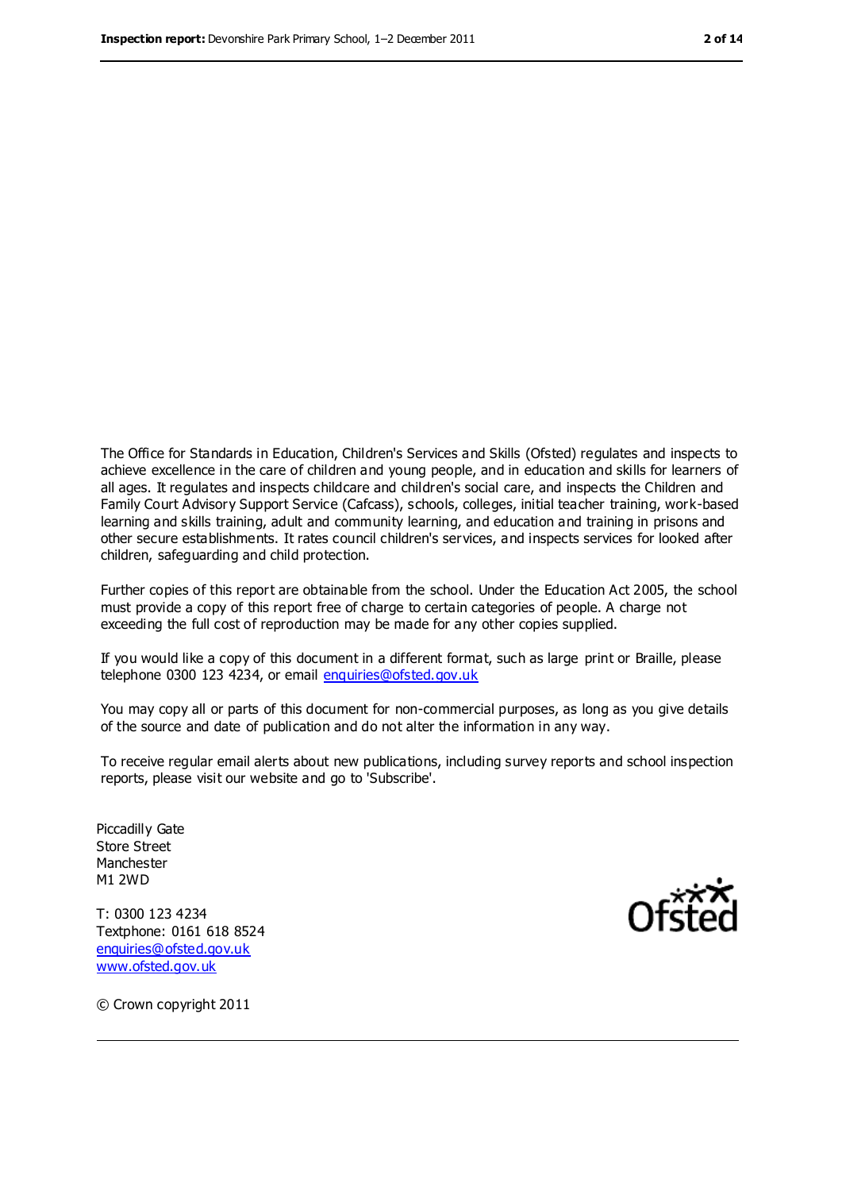The Office for Standards in Education, Children's Services and Skills (Ofsted) regulates and inspects to achieve excellence in the care of children and young people, and in education and skills for learners of all ages. It regulates and inspects childcare and children's social care, and inspects the Children and Family Court Advisory Support Service (Cafcass), schools, colleges, initial teacher training, work-based learning and skills training, adult and community learning, and education and training in prisons and other secure establishments. It rates council children's services, and inspects services for looked after children, safeguarding and child protection.

Further copies of this report are obtainable from the school. Under the Education Act 2005, the school must provide a copy of this report free of charge to certain categories of people. A charge not exceeding the full cost of reproduction may be made for any other copies supplied.

If you would like a copy of this document in a different format, such as large print or Braille, please telephone 0300 123 4234, or email enquiries@ofsted.gov.uk

You may copy all or parts of this document for non-commercial purposes, as long as you give details of the source and date of publication and do not alter the information in any way.

To receive regular email alerts about new publications, including survey reports and school inspection reports, please visit our website and go to 'Subscribe'.

Piccadilly Gate
Store Street
Manchester
M1 2WD

T: 0300 123 4234
Textphone: 0161 618 8524
enquiries@ofsted.gov.uk
www.ofsted.gov.uk

© Crown copyright 2011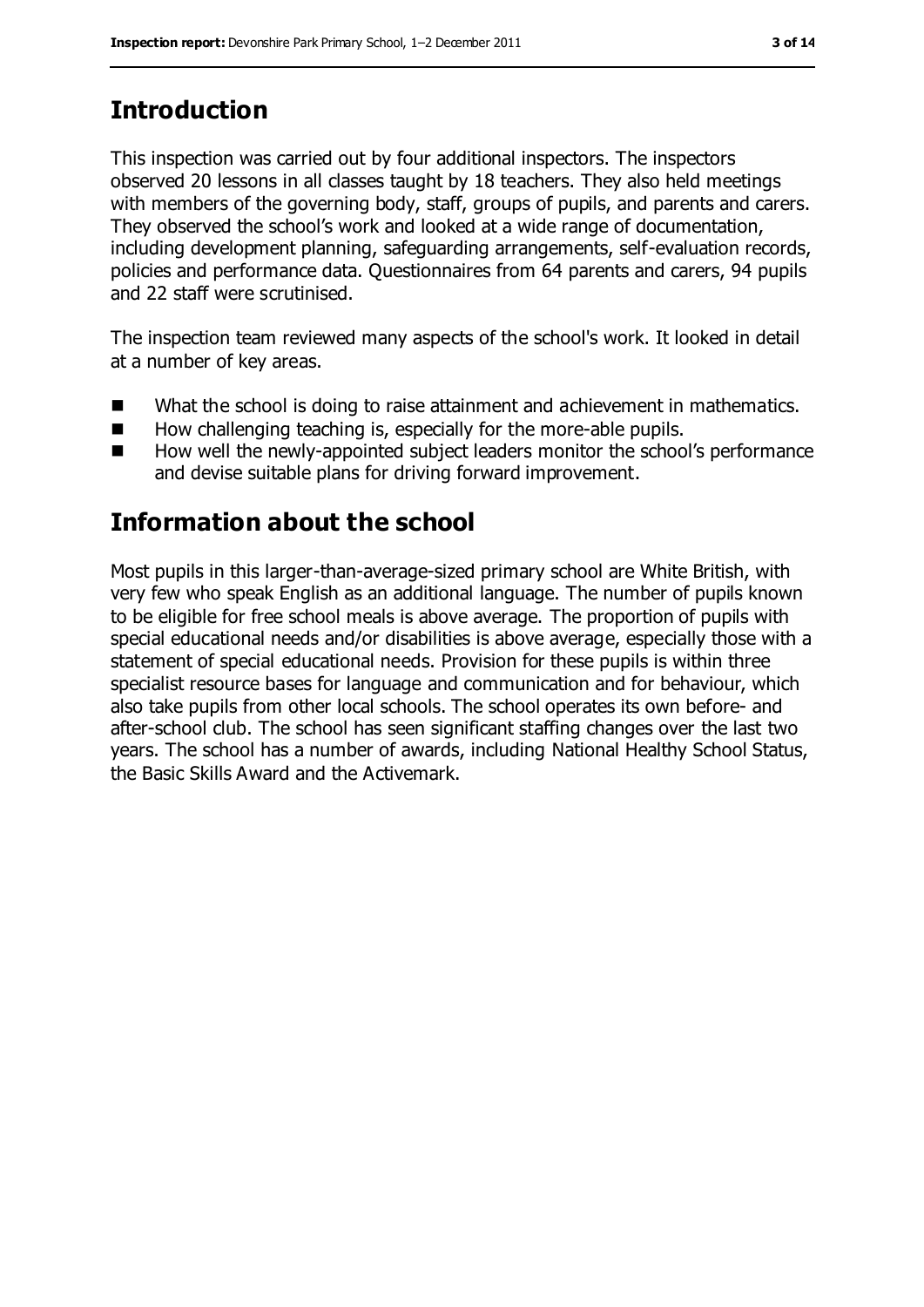## Introduction

This inspection was carried out by four additional inspectors. The inspectors observed 20 lessons in all classes taught by 18 teachers. They also held meetings with members of the governing body, staff, groups of pupils, and parents and carers. They observed the school's work and looked at a wide range of documentation, including development planning, safeguarding arrangements, self-evaluation records, policies and performance data. Questionnaires from 64 parents and carers, 94 pupils and 22 staff were scrutinised.

The inspection team reviewed many aspects of the school's work. It looked in detail at a number of key areas.

- What the school is doing to raise attainment and achievement in mathematics.
- How challenging teaching is, especially for the more-able pupils.
- How well the newly-appointed subject leaders monitor the school's performance and devise suitable plans for driving forward improvement.

## Information about the school

Most pupils in this larger-than-average-sized primary school are White British, with very few who speak English as an additional language. The number of pupils known to be eligible for free school meals is above average. The proportion of pupils with special educational needs and/or disabilities is above average, especially those with a statement of special educational needs. Provision for these pupils is within three specialist resource bases for language and communication and for behaviour, which also take pupils from other local schools. The school operates its own before- and after-school club. The school has seen significant staffing changes over the last two years. The school has a number of awards, including National Healthy School Status, the Basic Skills Award and the Activemark.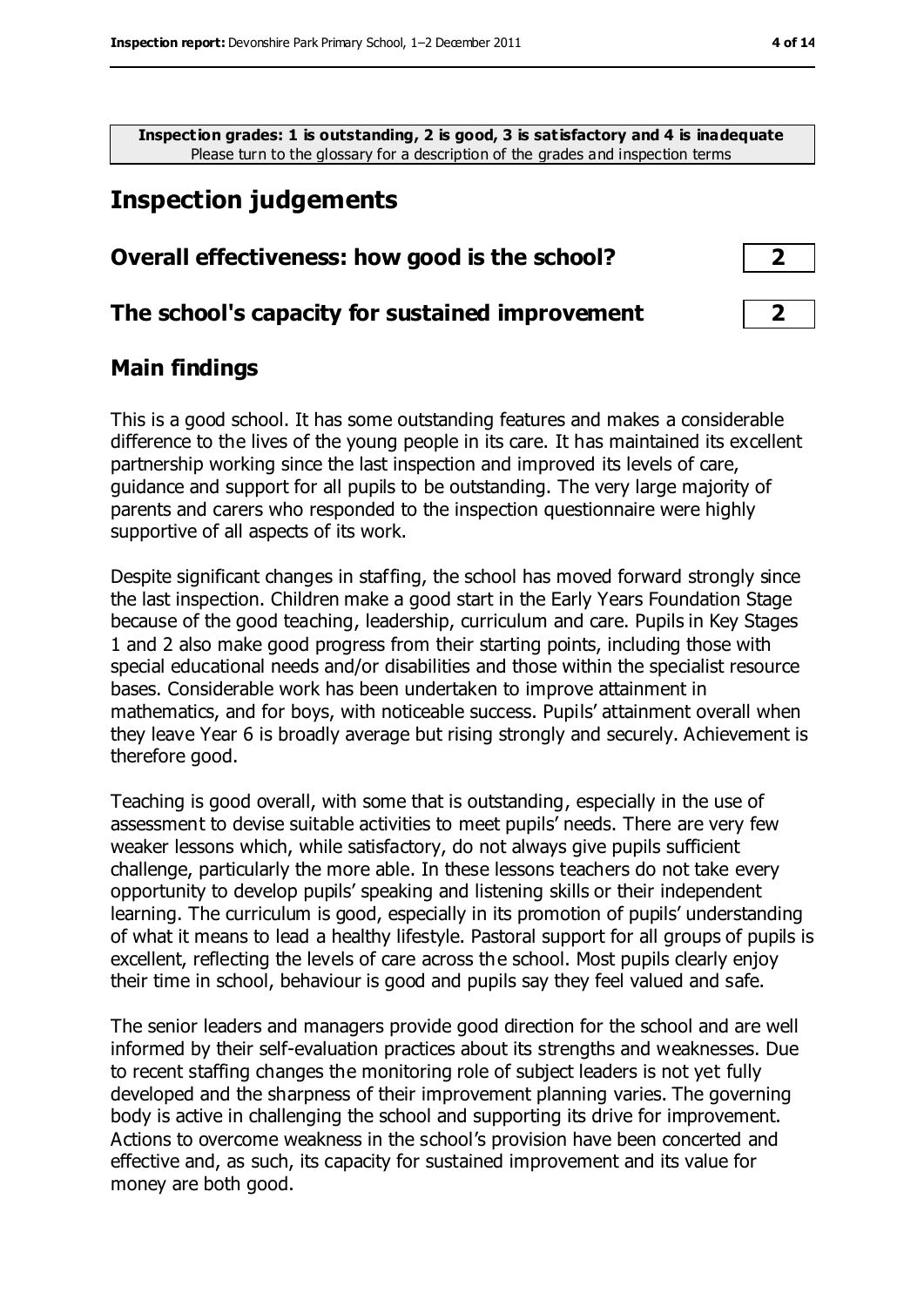**Inspection grades: 1 is outstanding, 2 is good, 3 is satisfactory and 4 is inadequate**
Please turn to the glossary for a description of the grades and inspection terms

## Inspection judgements

| | |
|---|---|
| **Overall effectiveness: how good is the school?** | **2** |
| **The school's capacity for sustained improvement** | **2** |

### Main findings

This is a good school. It has some outstanding features and makes a considerable difference to the lives of the young people in its care. It has maintained its excellent partnership working since the last inspection and improved its levels of care, guidance and support for all pupils to be outstanding. The very large majority of parents and carers who responded to the inspection questionnaire were highly supportive of all aspects of its work.

Despite significant changes in staffing, the school has moved forward strongly since the last inspection. Children make a good start in the Early Years Foundation Stage because of the good teaching, leadership, curriculum and care. Pupils in Key Stages 1 and 2 also make good progress from their starting points, including those with special educational needs and/or disabilities and those within the specialist resource bases. Considerable work has been undertaken to improve attainment in mathematics, and for boys, with noticeable success. Pupils' attainment overall when they leave Year 6 is broadly average but rising strongly and securely. Achievement is therefore good.

Teaching is good overall, with some that is outstanding, especially in the use of assessment to devise suitable activities to meet pupils' needs. There are very few weaker lessons which, while satisfactory, do not always give pupils sufficient challenge, particularly the more able. In these lessons teachers do not take every opportunity to develop pupils' speaking and listening skills or their independent learning. The curriculum is good, especially in its promotion of pupils' understanding of what it means to lead a healthy lifestyle. Pastoral support for all groups of pupils is excellent, reflecting the levels of care across the school. Most pupils clearly enjoy their time in school, behaviour is good and pupils say they feel valued and safe.

The senior leaders and managers provide good direction for the school and are well informed by their self-evaluation practices about its strengths and weaknesses. Due to recent staffing changes the monitoring role of subject leaders is not yet fully developed and the sharpness of their improvement planning varies. The governing body is active in challenging the school and supporting its drive for improvement. Actions to overcome weakness in the school's provision have been concerted and effective and, as such, its capacity for sustained improvement and its value for money are both good.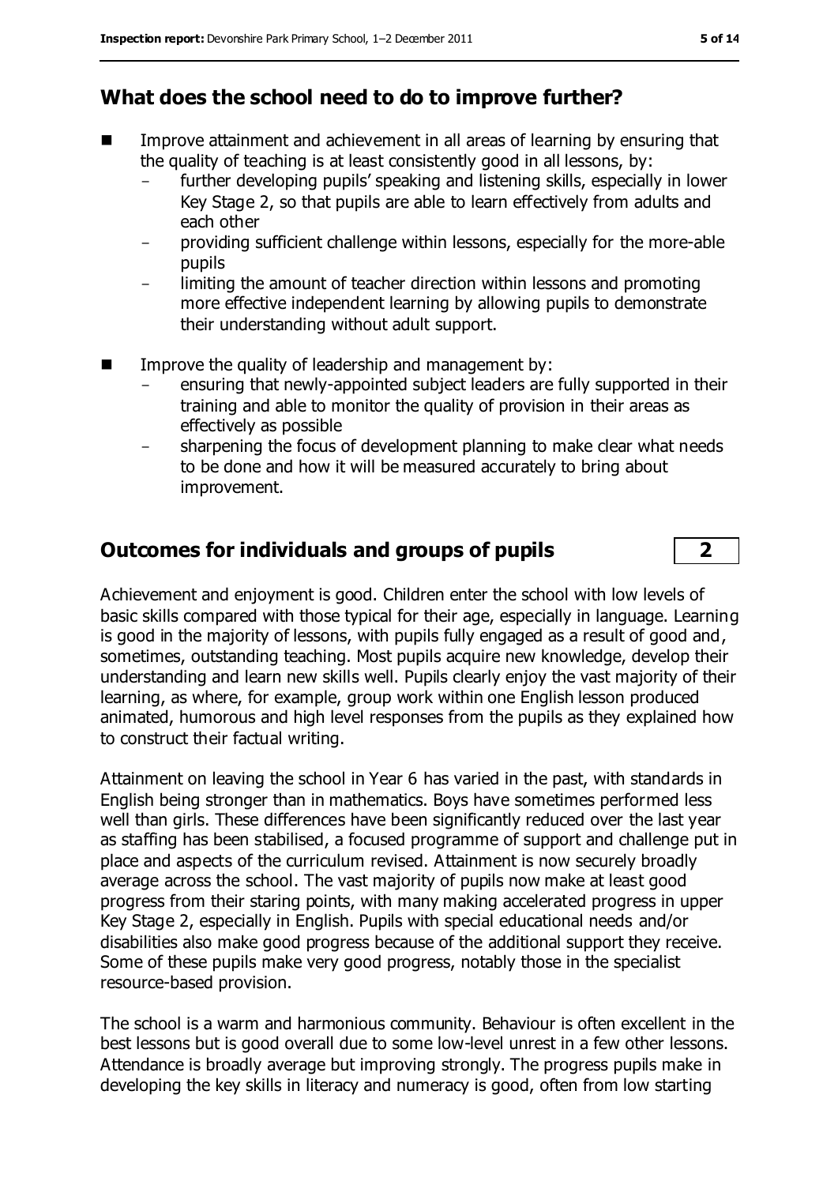## What does the school need to do to improve further?

- Improve attainment and achievement in all areas of learning by ensuring that the quality of teaching is at least consistently good in all lessons, by:
  - further developing pupils' speaking and listening skills, especially in lower Key Stage 2, so that pupils are able to learn effectively from adults and each other
  - providing sufficient challenge within lessons, especially for the more-able pupils
  - limiting the amount of teacher direction within lessons and promoting more effective independent learning by allowing pupils to demonstrate their understanding without adult support.
- Improve the quality of leadership and management by:
  - ensuring that newly-appointed subject leaders are fully supported in their training and able to monitor the quality of provision in their areas as effectively as possible
  - sharpening the focus of development planning to make clear what needs to be done and how it will be measured accurately to bring about improvement.

## Outcomes for individuals and groups of pupils — 2

Achievement and enjoyment is good. Children enter the school with low levels of basic skills compared with those typical for their age, especially in language. Learning is good in the majority of lessons, with pupils fully engaged as a result of good and, sometimes, outstanding teaching. Most pupils acquire new knowledge, develop their understanding and learn new skills well. Pupils clearly enjoy the vast majority of their learning, as where, for example, group work within one English lesson produced animated, humorous and high level responses from the pupils as they explained how to construct their factual writing.

Attainment on leaving the school in Year 6 has varied in the past, with standards in English being stronger than in mathematics. Boys have sometimes performed less well than girls. These differences have been significantly reduced over the last year as staffing has been stabilised, a focused programme of support and challenge put in place and aspects of the curriculum revised. Attainment is now securely broadly average across the school. The vast majority of pupils now make at least good progress from their staring points, with many making accelerated progress in upper Key Stage 2, especially in English. Pupils with special educational needs and/or disabilities also make good progress because of the additional support they receive. Some of these pupils make very good progress, notably those in the specialist resource-based provision.

The school is a warm and harmonious community. Behaviour is often excellent in the best lessons but is good overall due to some low-level unrest in a few other lessons. Attendance is broadly average but improving strongly. The progress pupils make in developing the key skills in literacy and numeracy is good, often from low starting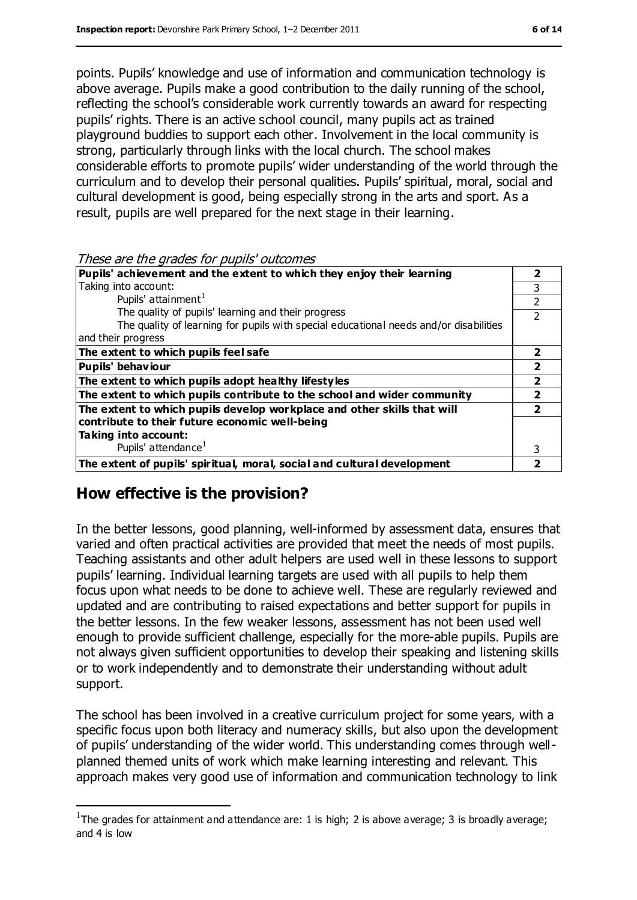points. Pupils' knowledge and use of information and communication technology is above average. Pupils make a good contribution to the daily running of the school, reflecting the school's considerable work currently towards an award for respecting pupils' rights. There is an active school council, many pupils act as trained playground buddies to support each other. Involvement in the local community is strong, particularly through links with the local church. The school makes considerable efforts to promote pupils' wider understanding of the world through the curriculum and to develop their personal qualities. Pupils' spiritual, moral, social and cultural development is good, being especially strong in the arts and sport. As a result, pupils are well prepared for the next stage in their learning.

*These are the grades for pupils' outcomes*

| | |
|---|---|
| **Pupils' achievement and the extent to which they enjoy their learning** | **2** |
| Taking into account: | |
| Pupils' attainment[1] | 3 |
| The quality of pupils' learning and their progress | 2 |
| The quality of learning for pupils with special educational needs and/or disabilities and their progress | 2 |
| **The extent to which pupils feel safe** | **2** |
| **Pupils' behaviour** | **2** |
| **The extent to which pupils adopt healthy lifestyles** | **2** |
| **The extent to which pupils contribute to the school and wider community** | **2** |
| **The extent to which pupils develop workplace and other skills that will contribute to their future economic well-being** | **2** |
| **Taking into account:** | |
| Pupils' attendance[1] | 3 |
| **The extent of pupils' spiritual, moral, social and cultural development** | **2** |

## How effective is the provision?

In the better lessons, good planning, well-informed by assessment data, ensures that varied and often practical activities are provided that meet the needs of most pupils. Teaching assistants and other adult helpers are used well in these lessons to support pupils' learning. Individual learning targets are used with all pupils to help them focus upon what needs to be done to achieve well. These are regularly reviewed and updated and are contributing to raised expectations and better support for pupils in the better lessons. In the few weaker lessons, assessment has not been used well enough to provide sufficient challenge, especially for the more-able pupils. Pupils are not always given sufficient opportunities to develop their speaking and listening skills or to work independently and to demonstrate their understanding without adult support.

The school has been involved in a creative curriculum project for some years, with a specific focus upon both literacy and numeracy skills, but also upon the development of pupils' understanding of the wider world. This understanding comes through well-planned themed units of work which make learning interesting and relevant. This approach makes very good use of information and communication technology to link

[1] The grades for attainment and attendance are: 1 is high; 2 is above average; 3 is broadly average; and 4 is low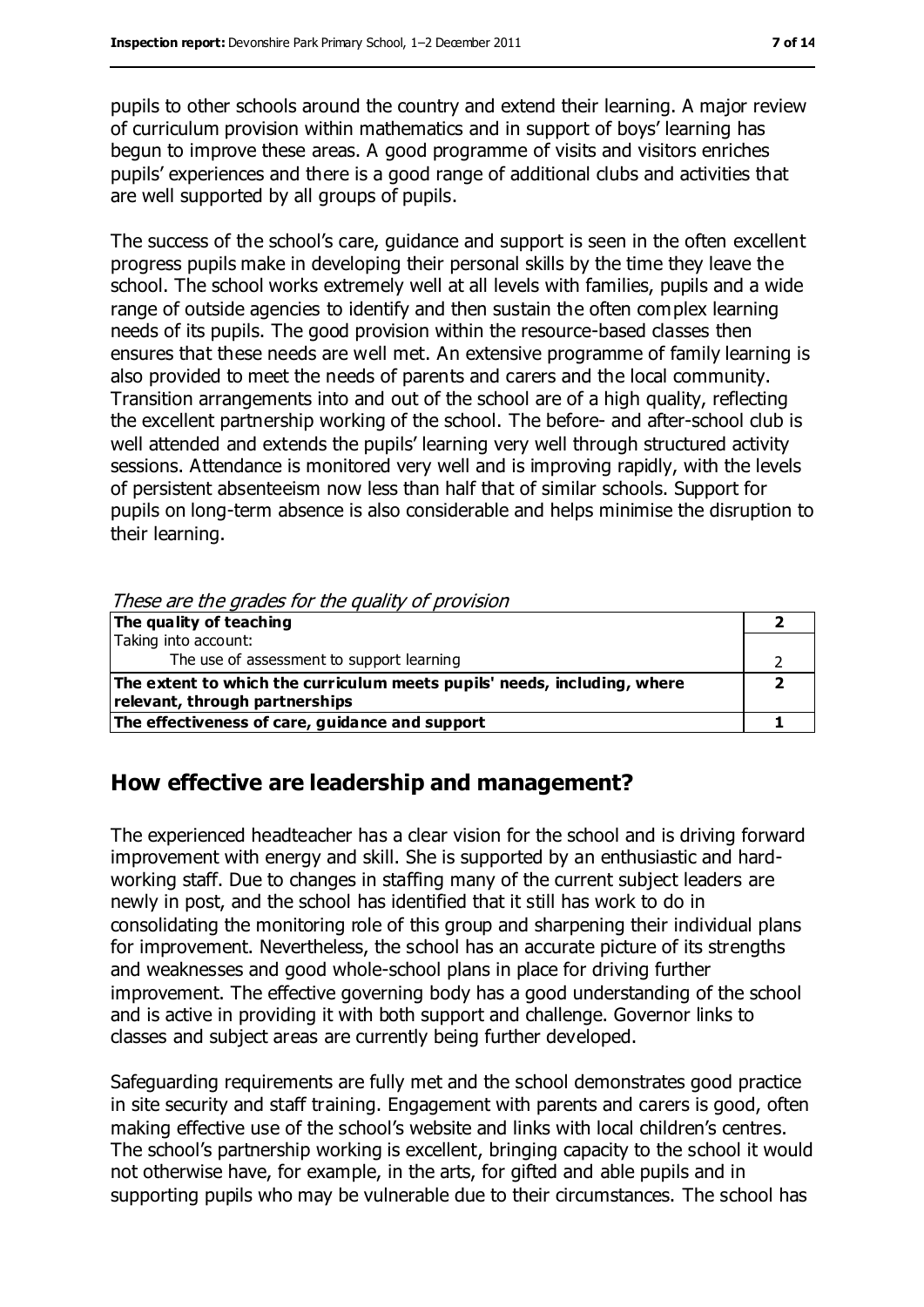pupils to other schools around the country and extend their learning. A major review of curriculum provision within mathematics and in support of boys' learning has begun to improve these areas. A good programme of visits and visitors enriches pupils' experiences and there is a good range of additional clubs and activities that are well supported by all groups of pupils.

The success of the school's care, guidance and support is seen in the often excellent progress pupils make in developing their personal skills by the time they leave the school. The school works extremely well at all levels with families, pupils and a wide range of outside agencies to identify and then sustain the often complex learning needs of its pupils. The good provision within the resource-based classes then ensures that these needs are well met. An extensive programme of family learning is also provided to meet the needs of parents and carers and the local community. Transition arrangements into and out of the school are of a high quality, reflecting the excellent partnership working of the school. The before- and after-school club is well attended and extends the pupils' learning very well through structured activity sessions. Attendance is monitored very well and is improving rapidly, with the levels of persistent absenteeism now less than half that of similar schools. Support for pupils on long-term absence is also considerable and helps minimise the disruption to their learning.

*These are the grades for the quality of provision*

| | |
|---|---|
| **The quality of teaching** | **2** |
| Taking into account:<br>The use of assessment to support learning | 2 |
| **The extent to which the curriculum meets pupils' needs, including, where relevant, through partnerships** | **2** |
| **The effectiveness of care, guidance and support** | **1** |

## How effective are leadership and management?

The experienced headteacher has a clear vision for the school and is driving forward improvement with energy and skill. She is supported by an enthusiastic and hard-working staff. Due to changes in staffing many of the current subject leaders are newly in post, and the school has identified that it still has work to do in consolidating the monitoring role of this group and sharpening their individual plans for improvement. Nevertheless, the school has an accurate picture of its strengths and weaknesses and good whole-school plans in place for driving further improvement. The effective governing body has a good understanding of the school and is active in providing it with both support and challenge. Governor links to classes and subject areas are currently being further developed.

Safeguarding requirements are fully met and the school demonstrates good practice in site security and staff training. Engagement with parents and carers is good, often making effective use of the school's website and links with local children's centres. The school's partnership working is excellent, bringing capacity to the school it would not otherwise have, for example, in the arts, for gifted and able pupils and in supporting pupils who may be vulnerable due to their circumstances. The school has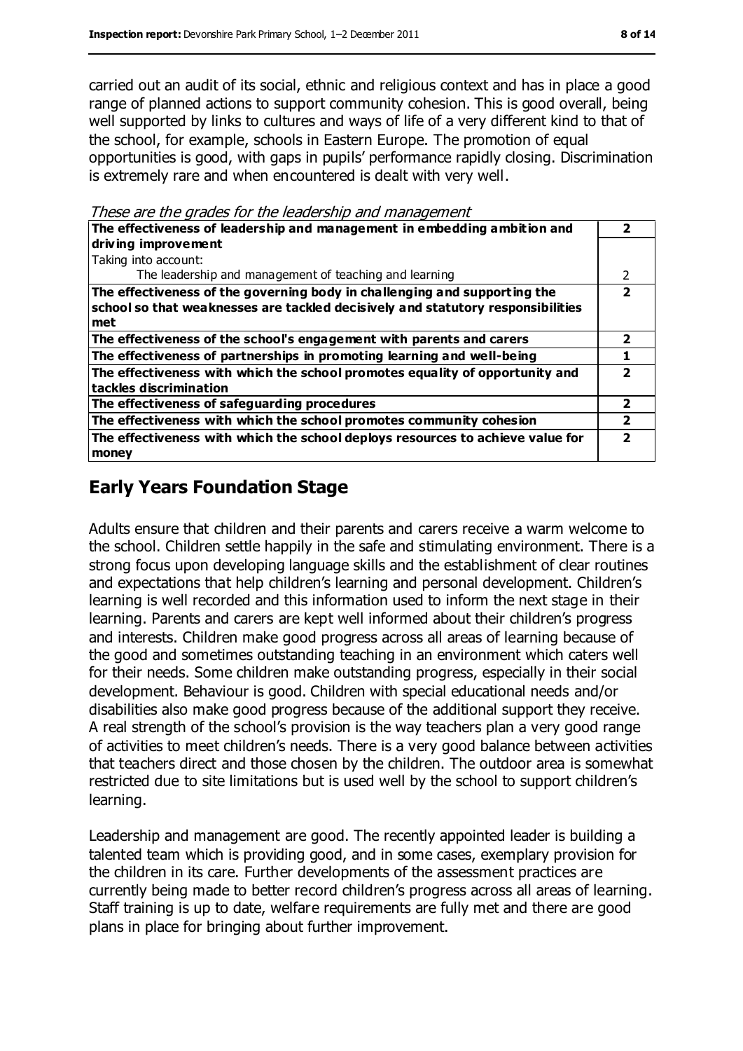carried out an audit of its social, ethnic and religious context and has in place a good range of planned actions to support community cohesion. This is good overall, being well supported by links to cultures and ways of life of a very different kind to that of the school, for example, schools in Eastern Europe. The promotion of equal opportunities is good, with gaps in pupils' performance rapidly closing. Discrimination is extremely rare and when encountered is dealt with very well.

*These are the grades for the leadership and management*

| | |
|---|---|
| **The effectiveness of leadership and management in embedding ambition and driving improvement** | **2** |
| Taking into account:<br>The leadership and management of teaching and learning | 2 |
| **The effectiveness of the governing body in challenging and supporting the school so that weaknesses are tackled decisively and statutory responsibilities met** | **2** |
| **The effectiveness of the school's engagement with parents and carers** | **2** |
| **The effectiveness of partnerships in promoting learning and well-being** | **1** |
| **The effectiveness with which the school promotes equality of opportunity and tackles discrimination** | **2** |
| **The effectiveness of safeguarding procedures** | **2** |
| **The effectiveness with which the school promotes community cohesion** | **2** |
| **The effectiveness with which the school deploys resources to achieve value for money** | **2** |

## Early Years Foundation Stage

Adults ensure that children and their parents and carers receive a warm welcome to the school. Children settle happily in the safe and stimulating environment. There is a strong focus upon developing language skills and the establishment of clear routines and expectations that help children's learning and personal development. Children's learning is well recorded and this information used to inform the next stage in their learning. Parents and carers are kept well informed about their children's progress and interests. Children make good progress across all areas of learning because of the good and sometimes outstanding teaching in an environment which caters well for their needs. Some children make outstanding progress, especially in their social development. Behaviour is good. Children with special educational needs and/or disabilities also make good progress because of the additional support they receive. A real strength of the school's provision is the way teachers plan a very good range of activities to meet children's needs. There is a very good balance between activities that teachers direct and those chosen by the children. The outdoor area is somewhat restricted due to site limitations but is used well by the school to support children's learning.

Leadership and management are good. The recently appointed leader is building a talented team which is providing good, and in some cases, exemplary provision for the children in its care. Further developments of the assessment practices are currently being made to better record children's progress across all areas of learning. Staff training is up to date, welfare requirements are fully met and there are good plans in place for bringing about further improvement.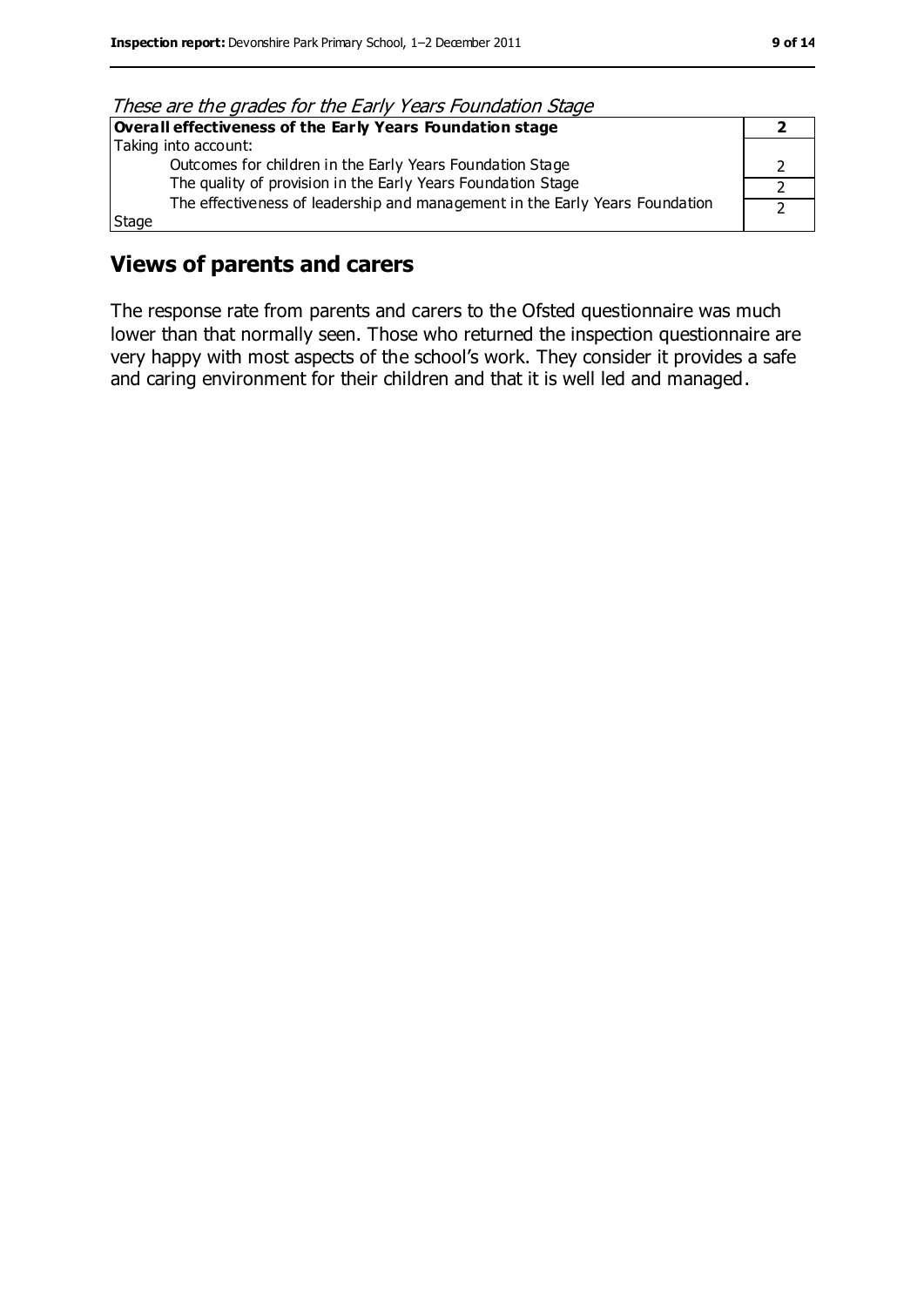*These are the grades for the Early Years Foundation Stage*

| | |
|---|---|
| **Overall effectiveness of the Early Years Foundation stage** | **2** |
| Taking into account: | |
| Outcomes for children in the Early Years Foundation Stage | 2 |
| The quality of provision in the Early Years Foundation Stage | 2 |
| The effectiveness of leadership and management in the Early Years Foundation Stage | 2 |

## Views of parents and carers

The response rate from parents and carers to the Ofsted questionnaire was much lower than that normally seen. Those who returned the inspection questionnaire are very happy with most aspects of the school's work. They consider it provides a safe and caring environment for their children and that it is well led and managed.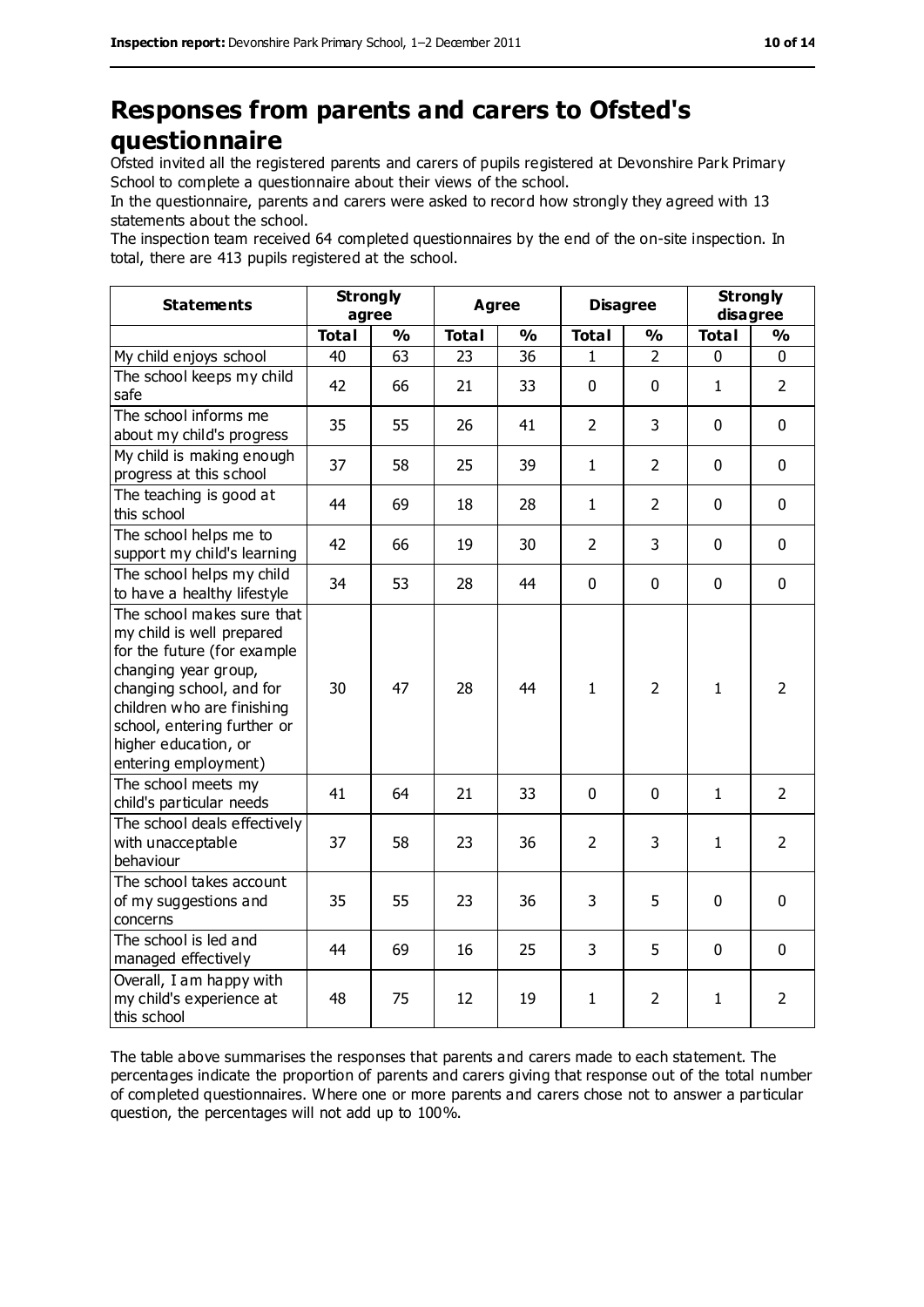# Responses from parents and carers to Ofsted's questionnaire

Ofsted invited all the registered parents and carers of pupils registered at Devonshire Park Primary School to complete a questionnaire about their views of the school.

In the questionnaire, parents and carers were asked to record how strongly they agreed with 13 statements about the school.

The inspection team received 64 completed questionnaires by the end of the on-site inspection. In total, there are 413 pupils registered at the school.

| Statements | Strongly agree | | Agree | | Disagree | | Strongly disagree | |
|---|---|---|---|---|---|---|---|---|
| | Total | % | Total | % | Total | % | Total | % |
| My child enjoys school | 40 | 63 | 23 | 36 | 1 | 2 | 0 | 0 |
| The school keeps my child safe | 42 | 66 | 21 | 33 | 0 | 0 | 1 | 2 |
| The school informs me about my child's progress | 35 | 55 | 26 | 41 | 2 | 3 | 0 | 0 |
| My child is making enough progress at this school | 37 | 58 | 25 | 39 | 1 | 2 | 0 | 0 |
| The teaching is good at this school | 44 | 69 | 18 | 28 | 1 | 2 | 0 | 0 |
| The school helps me to support my child's learning | 42 | 66 | 19 | 30 | 2 | 3 | 0 | 0 |
| The school helps my child to have a healthy lifestyle | 34 | 53 | 28 | 44 | 0 | 0 | 0 | 0 |
| The school makes sure that my child is well prepared for the future (for example changing year group, changing school, and for children who are finishing school, entering further or higher education, or entering employment) | 30 | 47 | 28 | 44 | 1 | 2 | 1 | 2 |
| The school meets my child's particular needs | 41 | 64 | 21 | 33 | 0 | 0 | 1 | 2 |
| The school deals effectively with unacceptable behaviour | 37 | 58 | 23 | 36 | 2 | 3 | 1 | 2 |
| The school takes account of my suggestions and concerns | 35 | 55 | 23 | 36 | 3 | 5 | 0 | 0 |
| The school is led and managed effectively | 44 | 69 | 16 | 25 | 3 | 5 | 0 | 0 |
| Overall, I am happy with my child's experience at this school | 48 | 75 | 12 | 19 | 1 | 2 | 1 | 2 |

The table above summarises the responses that parents and carers made to each statement. The percentages indicate the proportion of parents and carers giving that response out of the total number of completed questionnaires. Where one or more parents and carers chose not to answer a particular question, the percentages will not add up to 100%.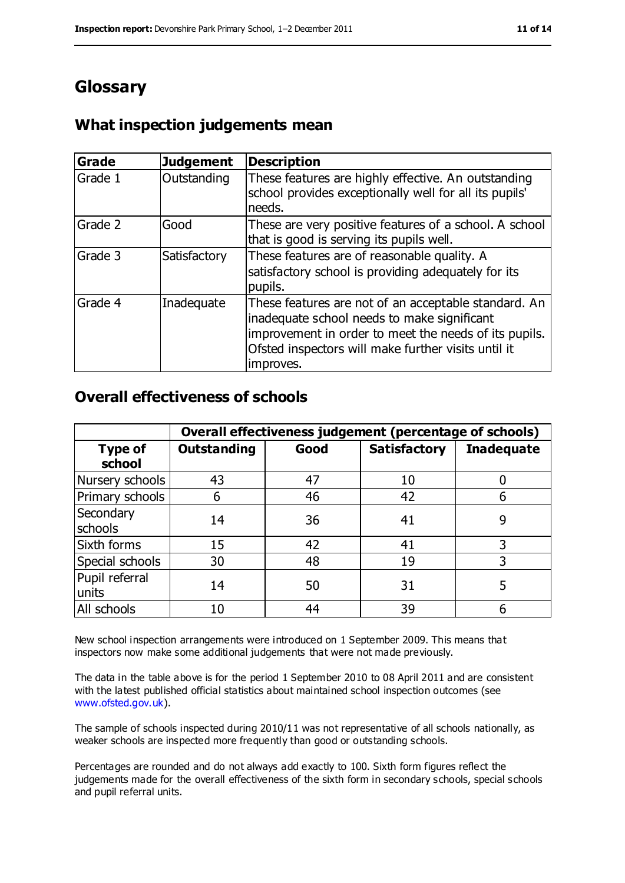# Glossary

## What inspection judgements mean

| Grade | Judgement | Description |
|---|---|---|
| Grade 1 | Outstanding | These features are highly effective. An outstanding school provides exceptionally well for all its pupils' needs. |
| Grade 2 | Good | These are very positive features of a school. A school that is good is serving its pupils well. |
| Grade 3 | Satisfactory | These features are of reasonable quality. A satisfactory school is providing adequately for its pupils. |
| Grade 4 | Inadequate | These features are not of an acceptable standard. An inadequate school needs to make significant improvement in order to meet the needs of its pupils. Ofsted inspectors will make further visits until it improves. |

## Overall effectiveness of schools

| | Overall effectiveness judgement (percentage of schools) | | | |
|---|---|---|---|---|
| **Type of school** | **Outstanding** | **Good** | **Satisfactory** | **Inadequate** |
| Nursery schools | 43 | 47 | 10 | 0 |
| Primary schools | 6 | 46 | 42 | 6 |
| Secondary schools | 14 | 36 | 41 | 9 |
| Sixth forms | 15 | 42 | 41 | 3 |
| Special schools | 30 | 48 | 19 | 3 |
| Pupil referral units | 14 | 50 | 31 | 5 |
| All schools | 10 | 44 | 39 | 6 |

New school inspection arrangements were introduced on 1 September 2009. This means that inspectors now make some additional judgements that were not made previously.

The data in the table above is for the period 1 September 2010 to 08 April 2011 and are consistent with the latest published official statistics about maintained school inspection outcomes (see www.ofsted.gov.uk).

The sample of schools inspected during 2010/11 was not representative of all schools nationally, as weaker schools are inspected more frequently than good or outstanding schools.

Percentages are rounded and do not always add exactly to 100. Sixth form figures reflect the judgements made for the overall effectiveness of the sixth form in secondary schools, special schools and pupil referral units.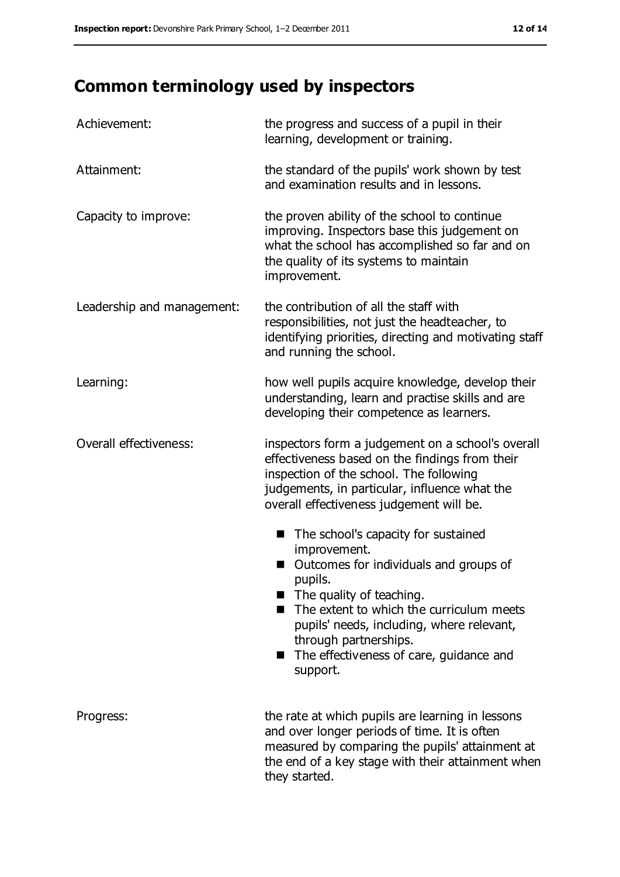## Common terminology used by inspectors

| | |
|---|---|
| Achievement: | the progress and success of a pupil in their learning, development or training. |
| Attainment: | the standard of the pupils' work shown by test and examination results and in lessons. |
| Capacity to improve: | the proven ability of the school to continue improving. Inspectors base this judgement on what the school has accomplished so far and on the quality of its systems to maintain improvement. |
| Leadership and management: | the contribution of all the staff with responsibilities, not just the headteacher, to identifying priorities, directing and motivating staff and running the school. |
| Learning: | how well pupils acquire knowledge, develop their understanding, learn and practise skills and are developing their competence as learners. |
| Overall effectiveness: | inspectors form a judgement on a school's overall effectiveness based on the findings from their inspection of the school. The following judgements, in particular, influence what the overall effectiveness judgement will be.<br>■ The school's capacity for sustained improvement.<br>■ Outcomes for individuals and groups of pupils.<br>■ The quality of teaching.<br>■ The extent to which the curriculum meets pupils' needs, including, where relevant, through partnerships.<br>■ The effectiveness of care, guidance and support. |
| Progress: | the rate at which pupils are learning in lessons and over longer periods of time. It is often measured by comparing the pupils' attainment at the end of a key stage with their attainment when they started. |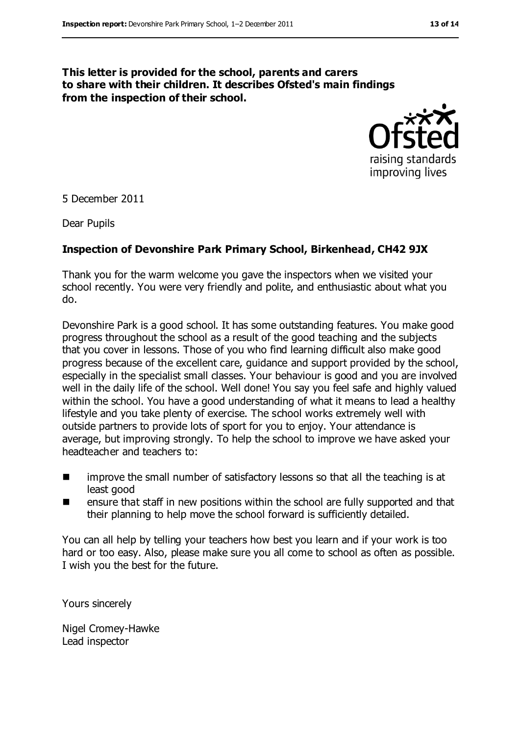**This letter is provided for the school, parents and carers to share with their children. It describes Ofsted's main findings from the inspection of their school.**

5 December 2011

Dear Pupils

**Inspection of Devonshire Park Primary School, Birkenhead, CH42 9JX**

Thank you for the warm welcome you gave the inspectors when we visited your school recently. You were very friendly and polite, and enthusiastic about what you do.

Devonshire Park is a good school. It has some outstanding features. You make good progress throughout the school as a result of the good teaching and the subjects that you cover in lessons. Those of you who find learning difficult also make good progress because of the excellent care, guidance and support provided by the school, especially in the specialist small classes. Your behaviour is good and you are involved well in the daily life of the school. Well done! You say you feel safe and highly valued within the school. You have a good understanding of what it means to lead a healthy lifestyle and you take plenty of exercise. The school works extremely well with outside partners to provide lots of sport for you to enjoy. Your attendance is average, but improving strongly. To help the school to improve we have asked your headteacher and teachers to:

- improve the small number of satisfactory lessons so that all the teaching is at least good
- ensure that staff in new positions within the school are fully supported and that their planning to help move the school forward is sufficiently detailed.

You can all help by telling your teachers how best you learn and if your work is too hard or too easy. Also, please make sure you all come to school as often as possible. I wish you the best for the future.

Yours sincerely

Nigel Cromey-Hawke
Lead inspector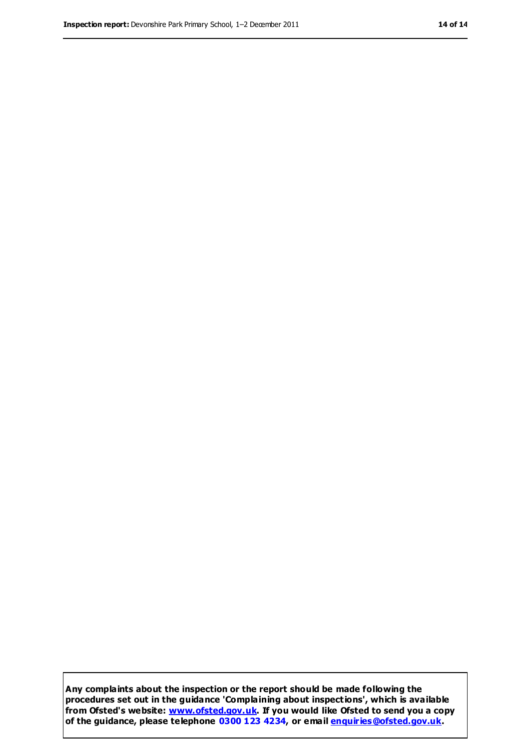**Any complaints about the inspection or the report should be made following the procedures set out in the guidance 'Complaining about inspections', which is available from Ofsted's website: [www.ofsted.gov.uk](http://www.ofsted.gov.uk). If you would like Ofsted to send you a copy of the guidance, please telephone 0300 123 4234, or email [enquiries@ofsted.gov.uk](mailto:enquiries@ofsted.gov.uk).**